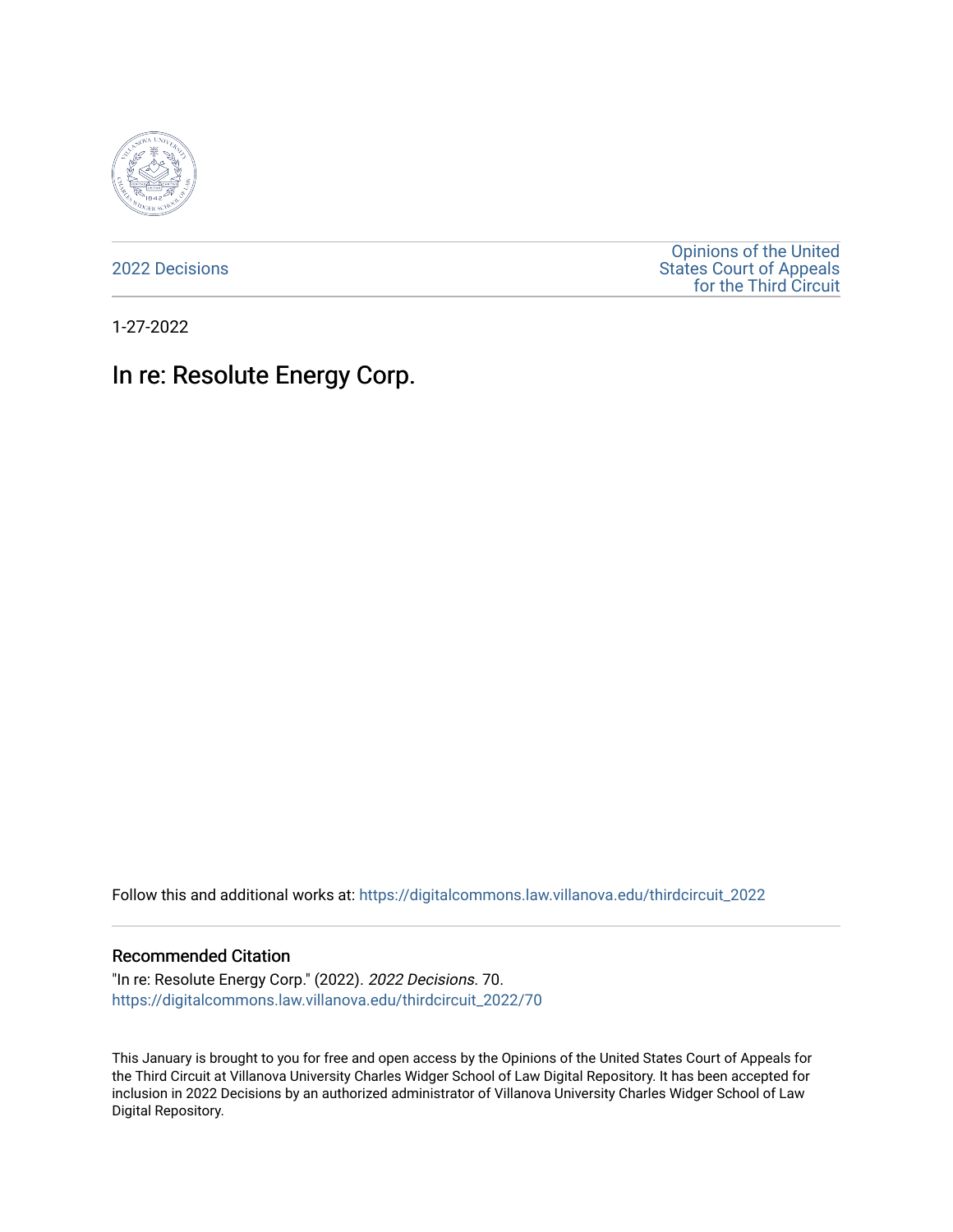2022 Decisions

Opinions of the United States Court of Appeals for the Third Circuit

1-27-2022

# In re: Resolute Energy Corp.

Follow this and additional works at: https://digitalcommons.law.villanova.edu/thirdcircuit_2022

## Recommended Citation

"In re: Resolute Energy Corp." (2022). *2022 Decisions*. 70.
https://digitalcommons.law.villanova.edu/thirdcircuit_2022/70

This January is brought to you for free and open access by the Opinions of the United States Court of Appeals for the Third Circuit at Villanova University Charles Widger School of Law Digital Repository. It has been accepted for inclusion in 2022 Decisions by an authorized administrator of Villanova University Charles Widger School of Law Digital Repository.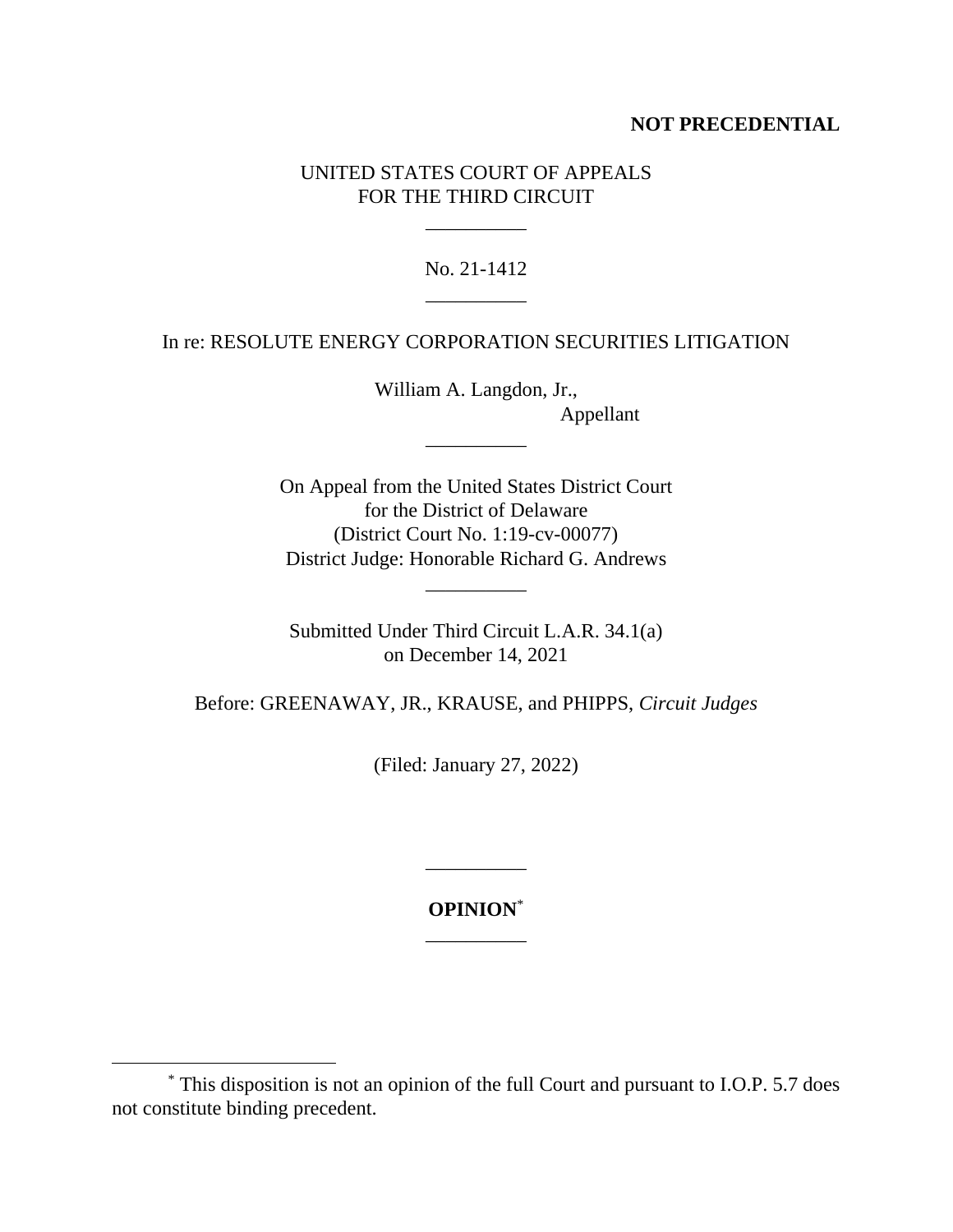**NOT PRECEDENTIAL**

UNITED STATES COURT OF APPEALS
FOR THE THIRD CIRCUIT

\_\_\_\_\_\_\_\_\_\_

No. 21-1412

\_\_\_\_\_\_\_\_\_\_

In re: RESOLUTE ENERGY CORPORATION SECURITIES LITIGATION

William A. Langdon, Jr.,
Appellant

\_\_\_\_\_\_\_\_\_\_

On Appeal from the United States District Court
for the District of Delaware
(District Court No. 1:19-cv-00077)
District Judge: Honorable Richard G. Andrews

\_\_\_\_\_\_\_\_\_\_

Submitted Under Third Circuit L.A.R. 34.1(a)
on December 14, 2021

Before: GREENAWAY, JR., KRAUSE, and PHIPPS, *Circuit Judges*

(Filed: January 27, 2022)

\_\_\_\_\_\_\_\_\_\_

**OPINION**[*]

\_\_\_\_\_\_\_\_\_\_

[*] This disposition is not an opinion of the full Court and pursuant to I.O.P. 5.7 does not constitute binding precedent.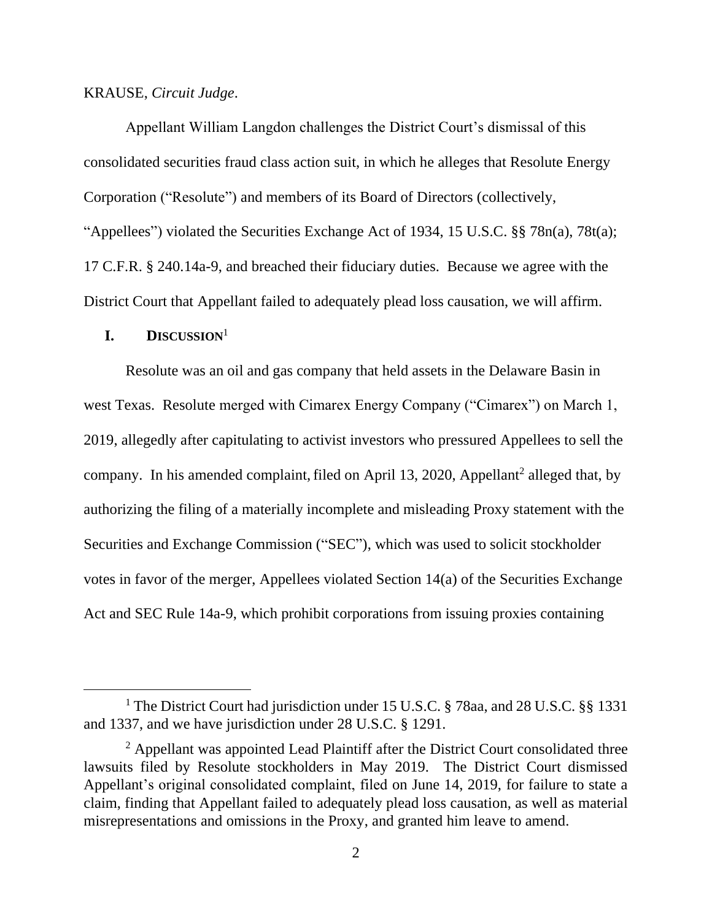KRAUSE, *Circuit Judge*.

Appellant William Langdon challenges the District Court's dismissal of this consolidated securities fraud class action suit, in which he alleges that Resolute Energy Corporation ("Resolute") and members of its Board of Directors (collectively, "Appellees") violated the Securities Exchange Act of 1934, 15 U.S.C. §§ 78n(a), 78t(a); 17 C.F.R. § 240.14a-9, and breached their fiduciary duties. Because we agree with the District Court that Appellant failed to adequately plead loss causation, we will affirm.

## I. DISCUSSION[1]

Resolute was an oil and gas company that held assets in the Delaware Basin in west Texas. Resolute merged with Cimarex Energy Company ("Cimarex") on March 1, 2019, allegedly after capitulating to activist investors who pressured Appellees to sell the company. In his amended complaint, filed on April 13, 2020, Appellant[2] alleged that, by authorizing the filing of a materially incomplete and misleading Proxy statement with the Securities and Exchange Commission ("SEC"), which was used to solicit stockholder votes in favor of the merger, Appellees violated Section 14(a) of the Securities Exchange Act and SEC Rule 14a-9, which prohibit corporations from issuing proxies containing

[1] The District Court had jurisdiction under 15 U.S.C. § 78aa, and 28 U.S.C. §§ 1331 and 1337, and we have jurisdiction under 28 U.S.C. § 1291.

[2] Appellant was appointed Lead Plaintiff after the District Court consolidated three lawsuits filed by Resolute stockholders in May 2019. The District Court dismissed Appellant's original consolidated complaint, filed on June 14, 2019, for failure to state a claim, finding that Appellant failed to adequately plead loss causation, as well as material misrepresentations and omissions in the Proxy, and granted him leave to amend.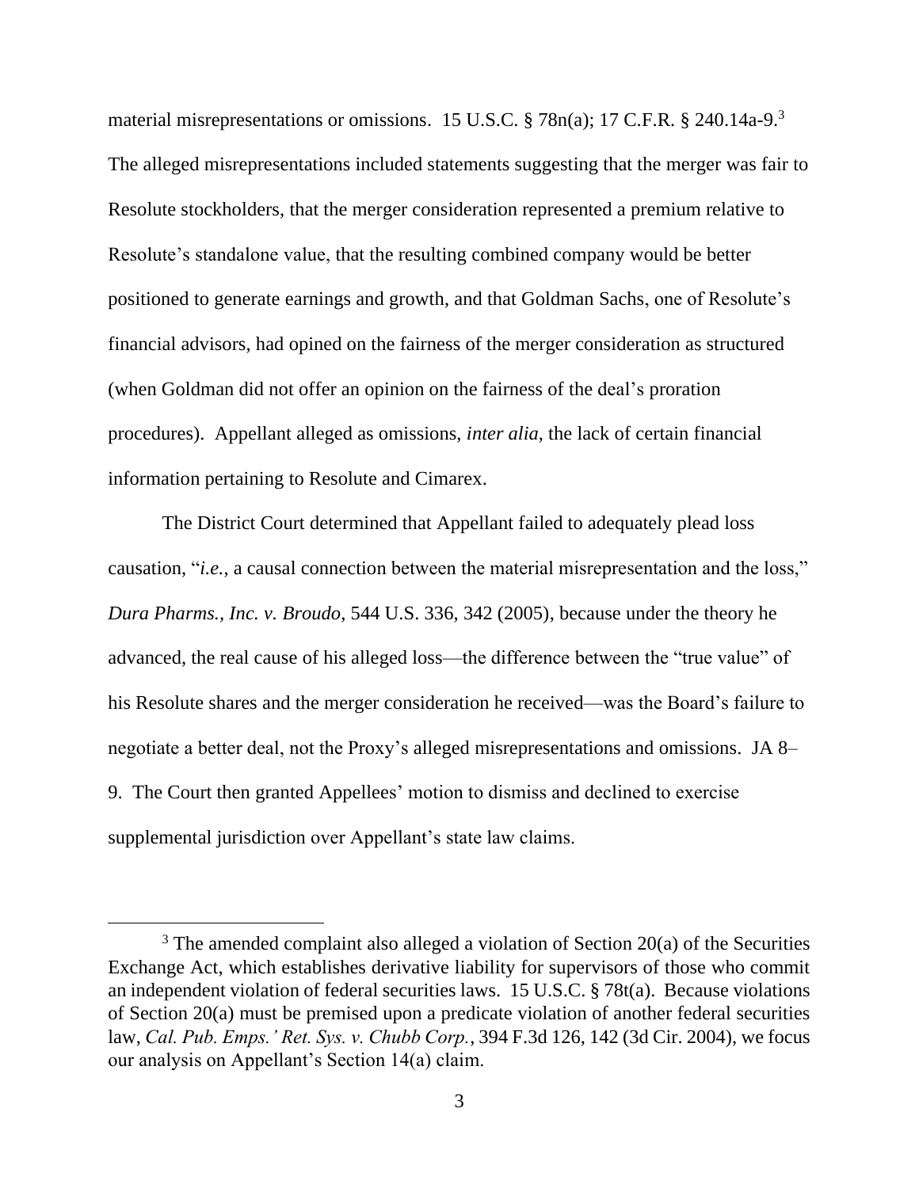material misrepresentations or omissions. 15 U.S.C. § 78n(a); 17 C.F.R. § 240.14a-9.[3] The alleged misrepresentations included statements suggesting that the merger was fair to Resolute stockholders, that the merger consideration represented a premium relative to Resolute's standalone value, that the resulting combined company would be better positioned to generate earnings and growth, and that Goldman Sachs, one of Resolute's financial advisors, had opined on the fairness of the merger consideration as structured (when Goldman did not offer an opinion on the fairness of the deal's proration procedures). Appellant alleged as omissions, *inter alia*, the lack of certain financial information pertaining to Resolute and Cimarex.

The District Court determined that Appellant failed to adequately plead loss causation, "*i.e.*, a causal connection between the material misrepresentation and the loss," *Dura Pharms., Inc. v. Broudo*, 544 U.S. 336, 342 (2005), because under the theory he advanced, the real cause of his alleged loss—the difference between the "true value" of his Resolute shares and the merger consideration he received—was the Board's failure to negotiate a better deal, not the Proxy's alleged misrepresentations and omissions. JA 8–9. The Court then granted Appellees' motion to dismiss and declined to exercise supplemental jurisdiction over Appellant's state law claims.

[3] The amended complaint also alleged a violation of Section 20(a) of the Securities Exchange Act, which establishes derivative liability for supervisors of those who commit an independent violation of federal securities laws. 15 U.S.C. § 78t(a). Because violations of Section 20(a) must be premised upon a predicate violation of another federal securities law, *Cal. Pub. Emps.' Ret. Sys. v. Chubb Corp.*, 394 F.3d 126, 142 (3d Cir. 2004), we focus our analysis on Appellant's Section 14(a) claim.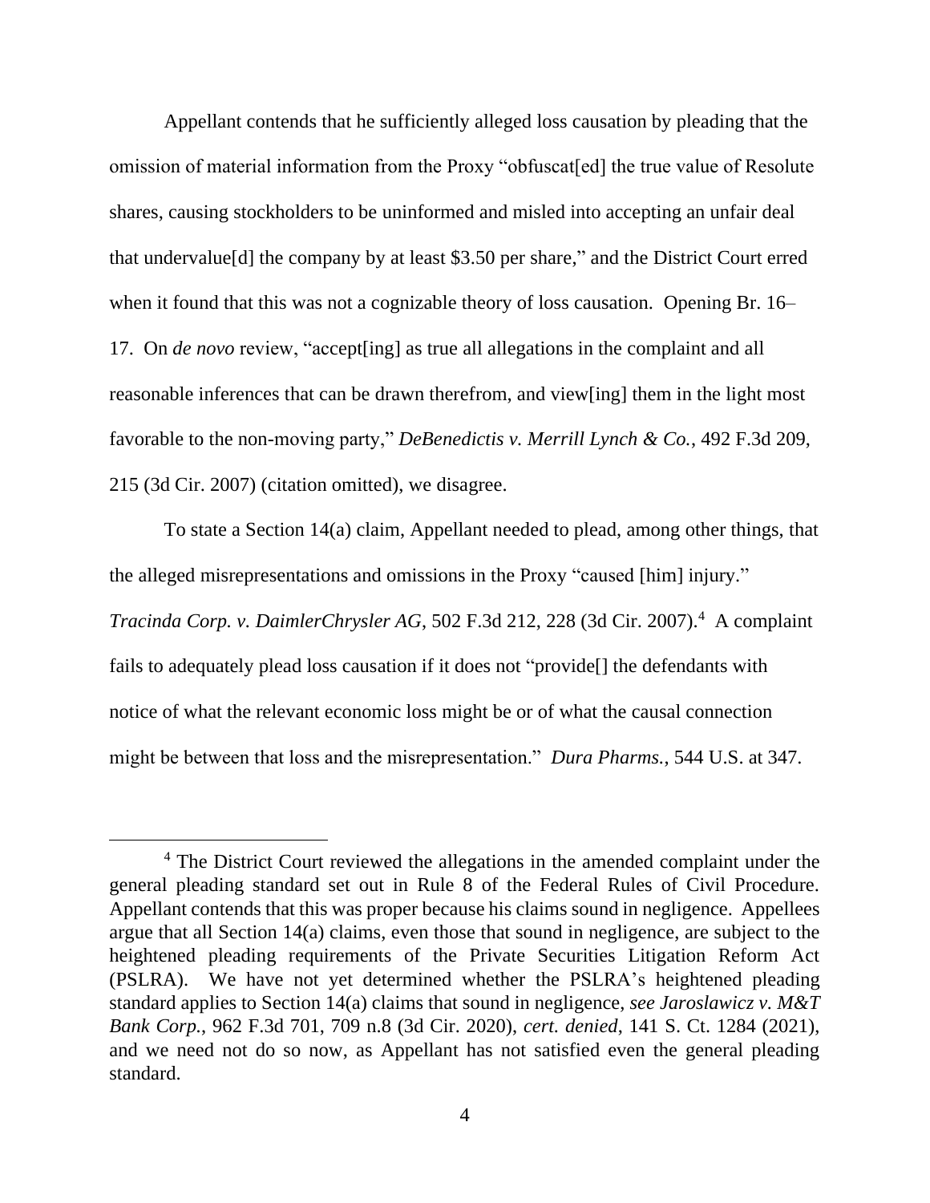Appellant contends that he sufficiently alleged loss causation by pleading that the omission of material information from the Proxy "obfuscat[ed] the true value of Resolute shares, causing stockholders to be uninformed and misled into accepting an unfair deal that undervalue[d] the company by at least $3.50 per share," and the District Court erred when it found that this was not a cognizable theory of loss causation. Opening Br. 16–17. On *de novo* review, "accept[ing] as true all allegations in the complaint and all reasonable inferences that can be drawn therefrom, and view[ing] them in the light most favorable to the non-moving party," *DeBenedictis v. Merrill Lynch & Co.*, 492 F.3d 209, 215 (3d Cir. 2007) (citation omitted), we disagree.

To state a Section 14(a) claim, Appellant needed to plead, among other things, that the alleged misrepresentations and omissions in the Proxy "caused [him] injury." *Tracinda Corp. v. DaimlerChrysler AG*, 502 F.3d 212, 228 (3d Cir. 2007).[4] A complaint fails to adequately plead loss causation if it does not "provide[] the defendants with notice of what the relevant economic loss might be or of what the causal connection might be between that loss and the misrepresentation." *Dura Pharms.*, 544 U.S. at 347.

[4] The District Court reviewed the allegations in the amended complaint under the general pleading standard set out in Rule 8 of the Federal Rules of Civil Procedure. Appellant contends that this was proper because his claims sound in negligence. Appellees argue that all Section 14(a) claims, even those that sound in negligence, are subject to the heightened pleading requirements of the Private Securities Litigation Reform Act (PSLRA). We have not yet determined whether the PSLRA's heightened pleading standard applies to Section 14(a) claims that sound in negligence, *see Jaroslawicz v. M&T Bank Corp.*, 962 F.3d 701, 709 n.8 (3d Cir. 2020), *cert. denied*, 141 S. Ct. 1284 (2021), and we need not do so now, as Appellant has not satisfied even the general pleading standard.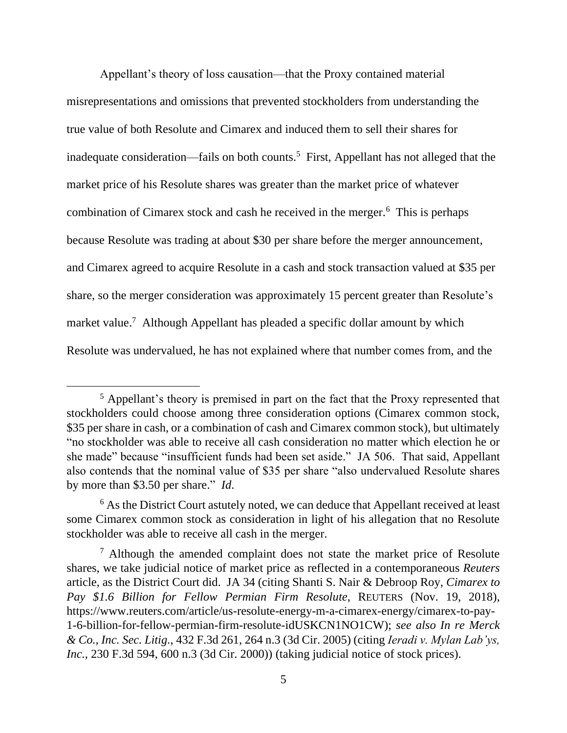Appellant's theory of loss causation—that the Proxy contained material misrepresentations and omissions that prevented stockholders from understanding the true value of both Resolute and Cimarex and induced them to sell their shares for inadequate consideration—fails on both counts.[5] First, Appellant has not alleged that the market price of his Resolute shares was greater than the market price of whatever combination of Cimarex stock and cash he received in the merger.[6] This is perhaps because Resolute was trading at about $30 per share before the merger announcement, and Cimarex agreed to acquire Resolute in a cash and stock transaction valued at $35 per share, so the merger consideration was approximately 15 percent greater than Resolute's market value.[7] Although Appellant has pleaded a specific dollar amount by which Resolute was undervalued, he has not explained where that number comes from, and the

[5] Appellant's theory is premised in part on the fact that the Proxy represented that stockholders could choose among three consideration options (Cimarex common stock, $35 per share in cash, or a combination of cash and Cimarex common stock), but ultimately "no stockholder was able to receive all cash consideration no matter which election he or she made" because "insufficient funds had been set aside." JA 506. That said, Appellant also contends that the nominal value of $35 per share "also undervalued Resolute shares by more than $3.50 per share." *Id*.

[6] As the District Court astutely noted, we can deduce that Appellant received at least some Cimarex common stock as consideration in light of his allegation that no Resolute stockholder was able to receive all cash in the merger.

[7] Although the amended complaint does not state the market price of Resolute shares, we take judicial notice of market price as reflected in a contemporaneous *Reuters* article, as the District Court did. JA 34 (citing Shanti S. Nair & Debroop Roy, *Cimarex to Pay $1.6 Billion for Fellow Permian Firm Resolute*, REUTERS (Nov. 19, 2018), https://www.reuters.com/article/us-resolute-energy-m-a-cimarex-energy/cimarex-to-pay-1-6-billion-for-fellow-permian-firm-resolute-idUSKCN1NO1CW); *see also In re Merck & Co., Inc. Sec. Litig.*, 432 F.3d 261, 264 n.3 (3d Cir. 2005) (citing *Ieradi v. Mylan Lab'ys, Inc.*, 230 F.3d 594, 600 n.3 (3d Cir. 2000)) (taking judicial notice of stock prices).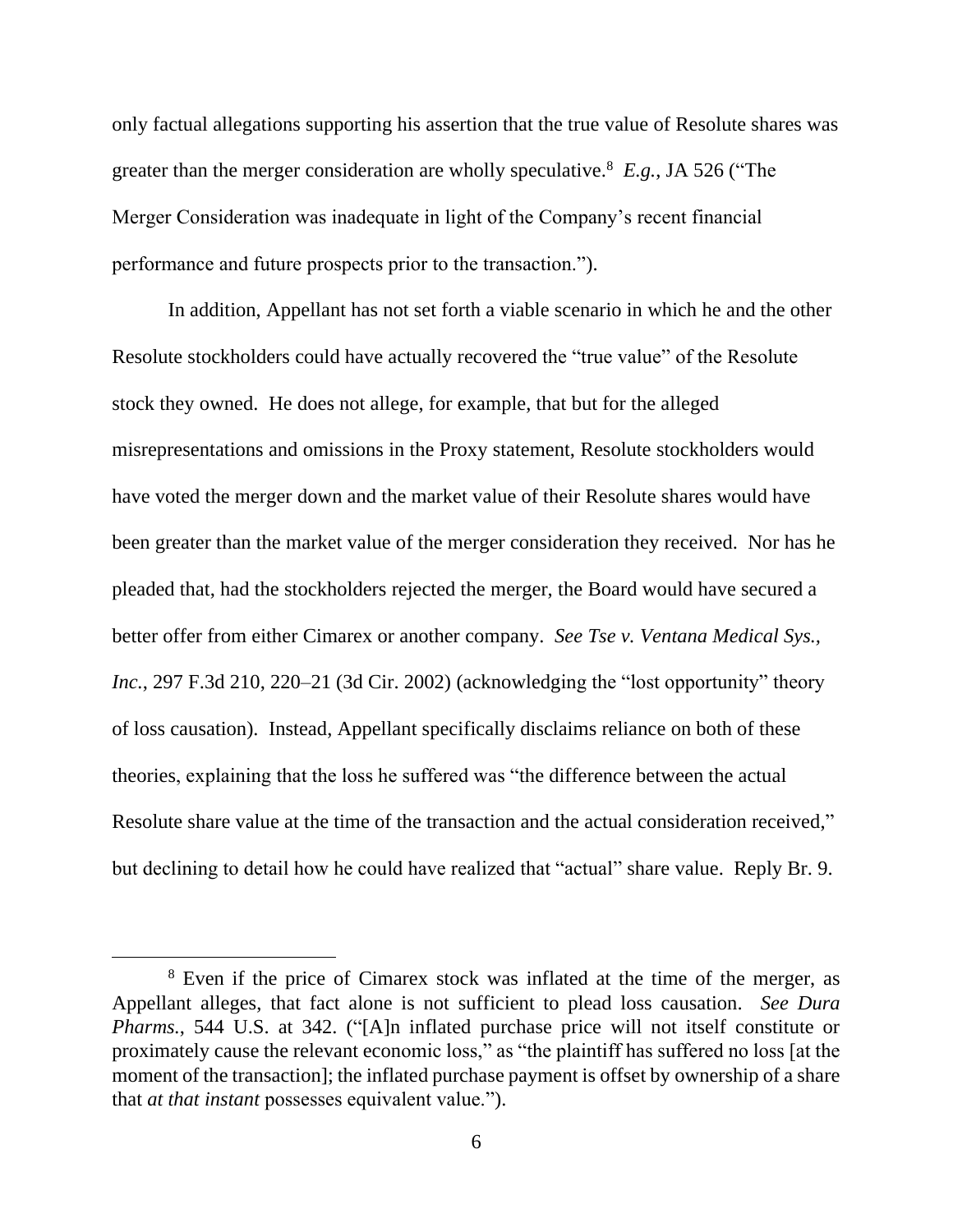only factual allegations supporting his assertion that the true value of Resolute shares was greater than the merger consideration are wholly speculative.[8] *E.g.*, JA 526 ("The Merger Consideration was inadequate in light of the Company's recent financial performance and future prospects prior to the transaction.").

In addition, Appellant has not set forth a viable scenario in which he and the other Resolute stockholders could have actually recovered the "true value" of the Resolute stock they owned. He does not allege, for example, that but for the alleged misrepresentations and omissions in the Proxy statement, Resolute stockholders would have voted the merger down and the market value of their Resolute shares would have been greater than the market value of the merger consideration they received. Nor has he pleaded that, had the stockholders rejected the merger, the Board would have secured a better offer from either Cimarex or another company. *See Tse v. Ventana Medical Sys., Inc.*, 297 F.3d 210, 220–21 (3d Cir. 2002) (acknowledging the "lost opportunity" theory of loss causation). Instead, Appellant specifically disclaims reliance on both of these theories, explaining that the loss he suffered was "the difference between the actual Resolute share value at the time of the transaction and the actual consideration received," but declining to detail how he could have realized that "actual" share value. Reply Br. 9.

---

[8] Even if the price of Cimarex stock was inflated at the time of the merger, as Appellant alleges, that fact alone is not sufficient to plead loss causation. *See Dura Pharms.*, 544 U.S. at 342. ("[A]n inflated purchase price will not itself constitute or proximately cause the relevant economic loss," as "the plaintiff has suffered no loss [at the moment of the transaction]; the inflated purchase payment is offset by ownership of a share that *at that instant* possesses equivalent value.").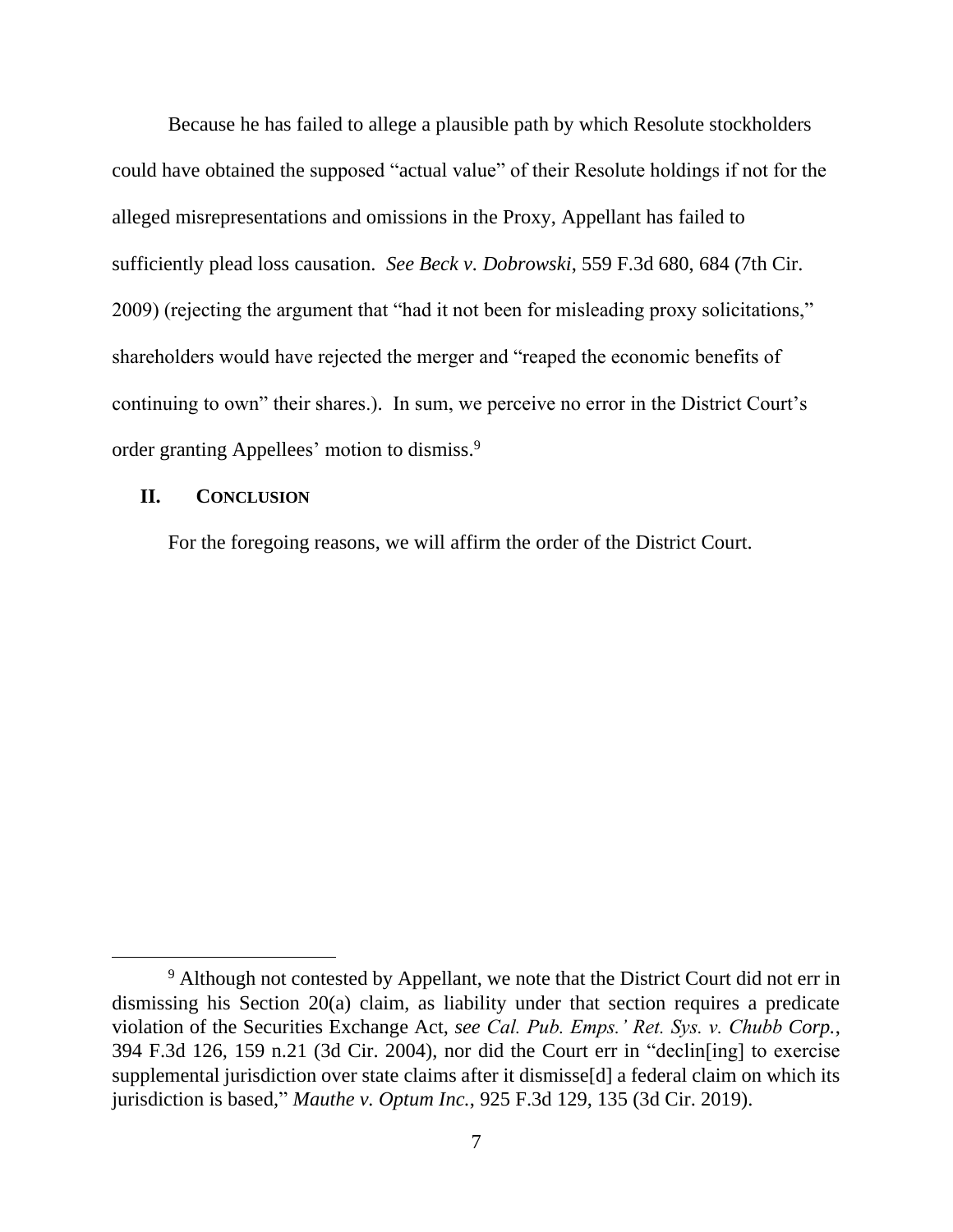Because he has failed to allege a plausible path by which Resolute stockholders could have obtained the supposed "actual value" of their Resolute holdings if not for the alleged misrepresentations and omissions in the Proxy, Appellant has failed to sufficiently plead loss causation. *See Beck v. Dobrowski*, 559 F.3d 680, 684 (7th Cir. 2009) (rejecting the argument that "had it not been for misleading proxy solicitations," shareholders would have rejected the merger and "reaped the economic benefits of continuing to own" their shares.). In sum, we perceive no error in the District Court's order granting Appellees' motion to dismiss.[9]

## II. CONCLUSION

For the foregoing reasons, we will affirm the order of the District Court.

---

[9] Although not contested by Appellant, we note that the District Court did not err in dismissing his Section 20(a) claim, as liability under that section requires a predicate violation of the Securities Exchange Act, *see Cal. Pub. Emps.' Ret. Sys. v. Chubb Corp.*, 394 F.3d 126, 159 n.21 (3d Cir. 2004), nor did the Court err in "declin[ing] to exercise supplemental jurisdiction over state claims after it dismisse[d] a federal claim on which its jurisdiction is based," *Mauthe v. Optum Inc.*, 925 F.3d 129, 135 (3d Cir. 2019).